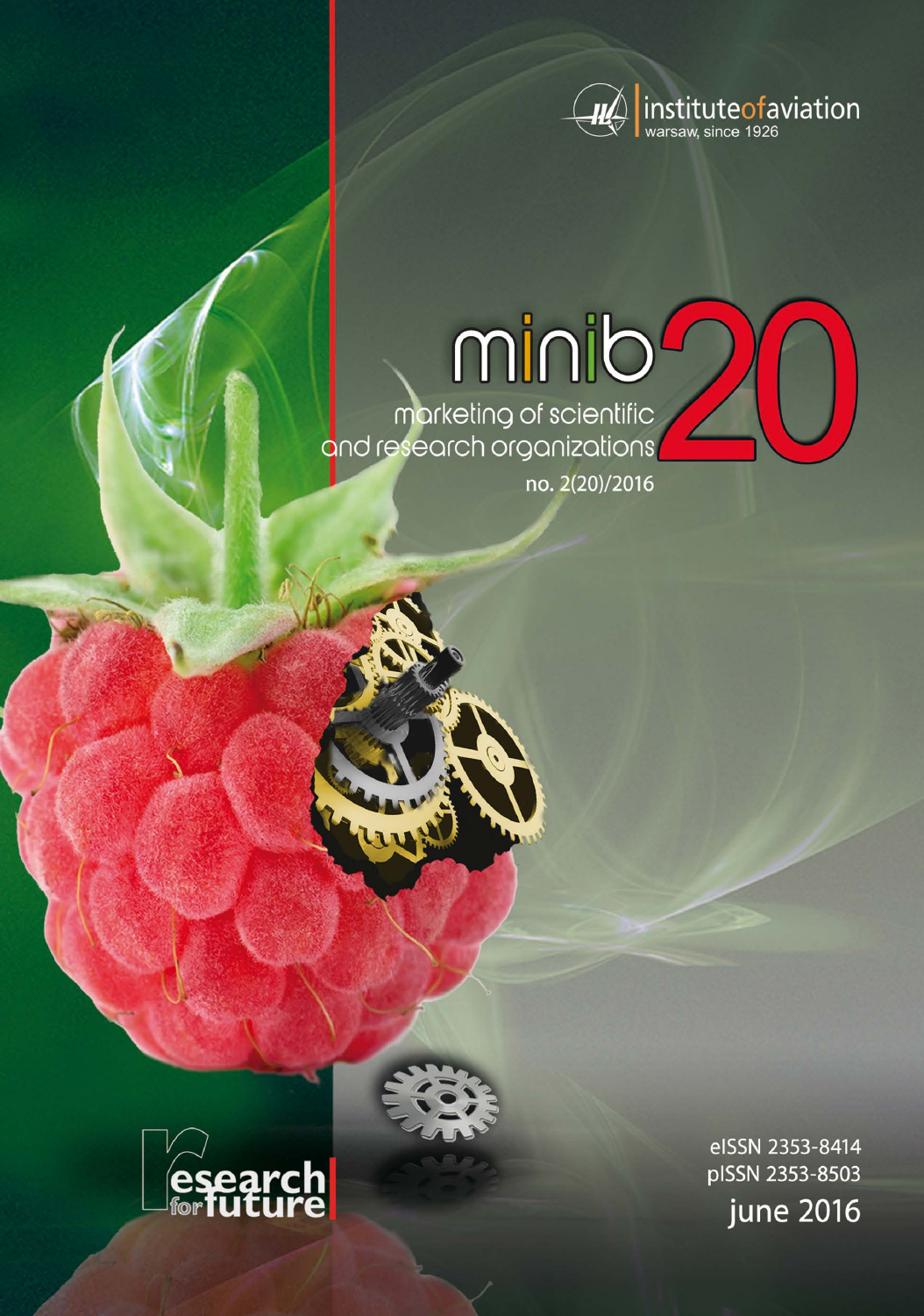institute of aviation
warsaw, since 1926

# minib 20

## marketing of scientific and research organizations

no. 2(20)/2016

research for future

eISSN 2353-8414
pISSN 2353-8503

june 2016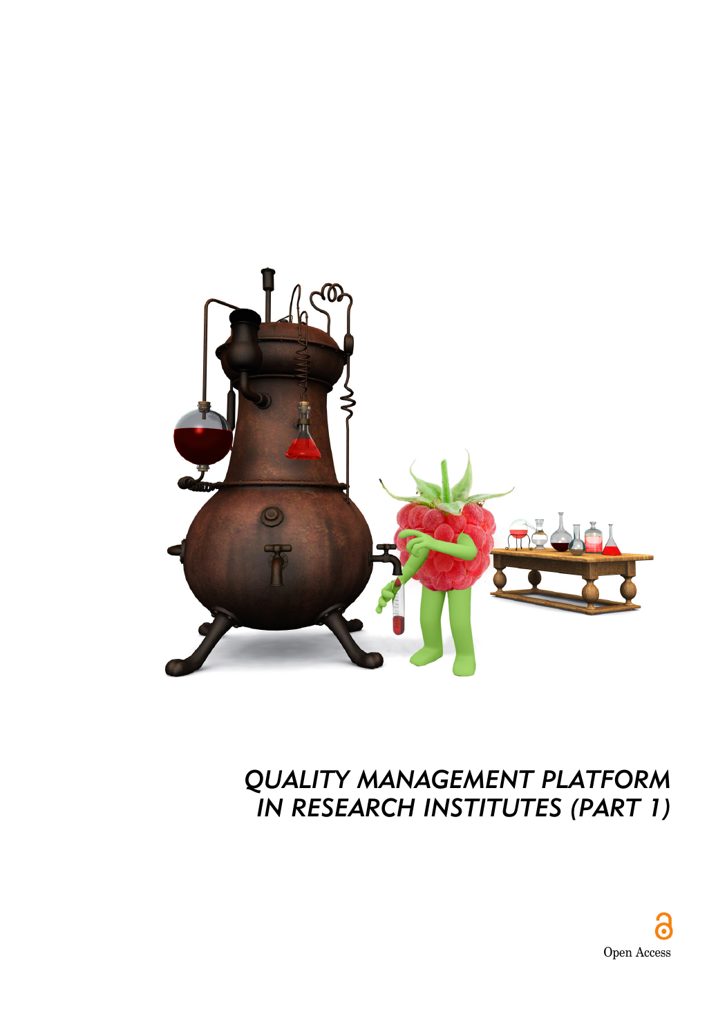# QUALITY MANAGEMENT PLATFORM IN RESEARCH INSTITUTES (PART 1)

Open Access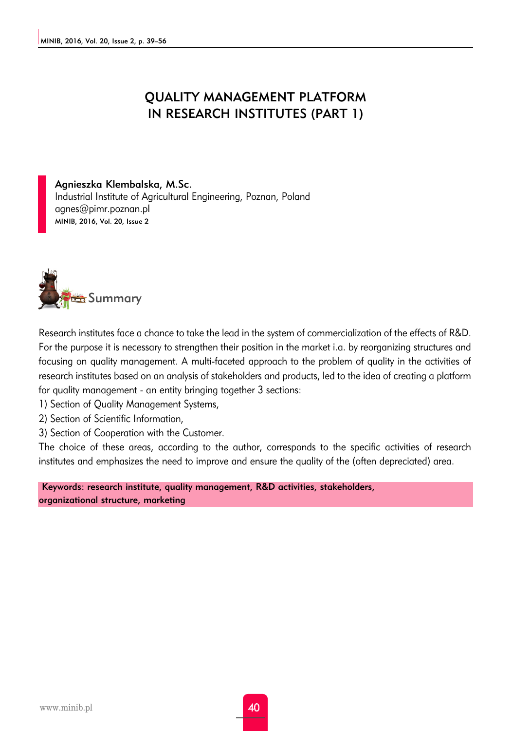# QUALITY MANAGEMENT PLATFORM IN RESEARCH INSTITUTES (PART 1)

**Agnieszka Klembalska, M.Sc.**
Industrial Institute of Agricultural Engineering, Poznan, Poland
agnes@pimr.poznan.pl
MINIB, 2016, Vol. 20, Issue 2

## Summary

Research institutes face a chance to take the lead in the system of commercialization of the effects of R&D. For the purpose it is necessary to strengthen their position in the market i.a. by reorganizing structures and focusing on quality management. A multi-faceted approach to the problem of quality in the activities of research institutes based on an analysis of stakeholders and products, led to the idea of creating a platform for quality management - an entity bringing together 3 sections:

1) Section of Quality Management Systems,
2) Section of Scientific Information,
3) Section of Cooperation with the Customer.

The choice of these areas, according to the author, corresponds to the specific activities of research institutes and emphasizes the need to improve and ensure the quality of the (often depreciated) area.

**Keywords: research institute, quality management, R&D activities, stakeholders, organizational structure, marketing**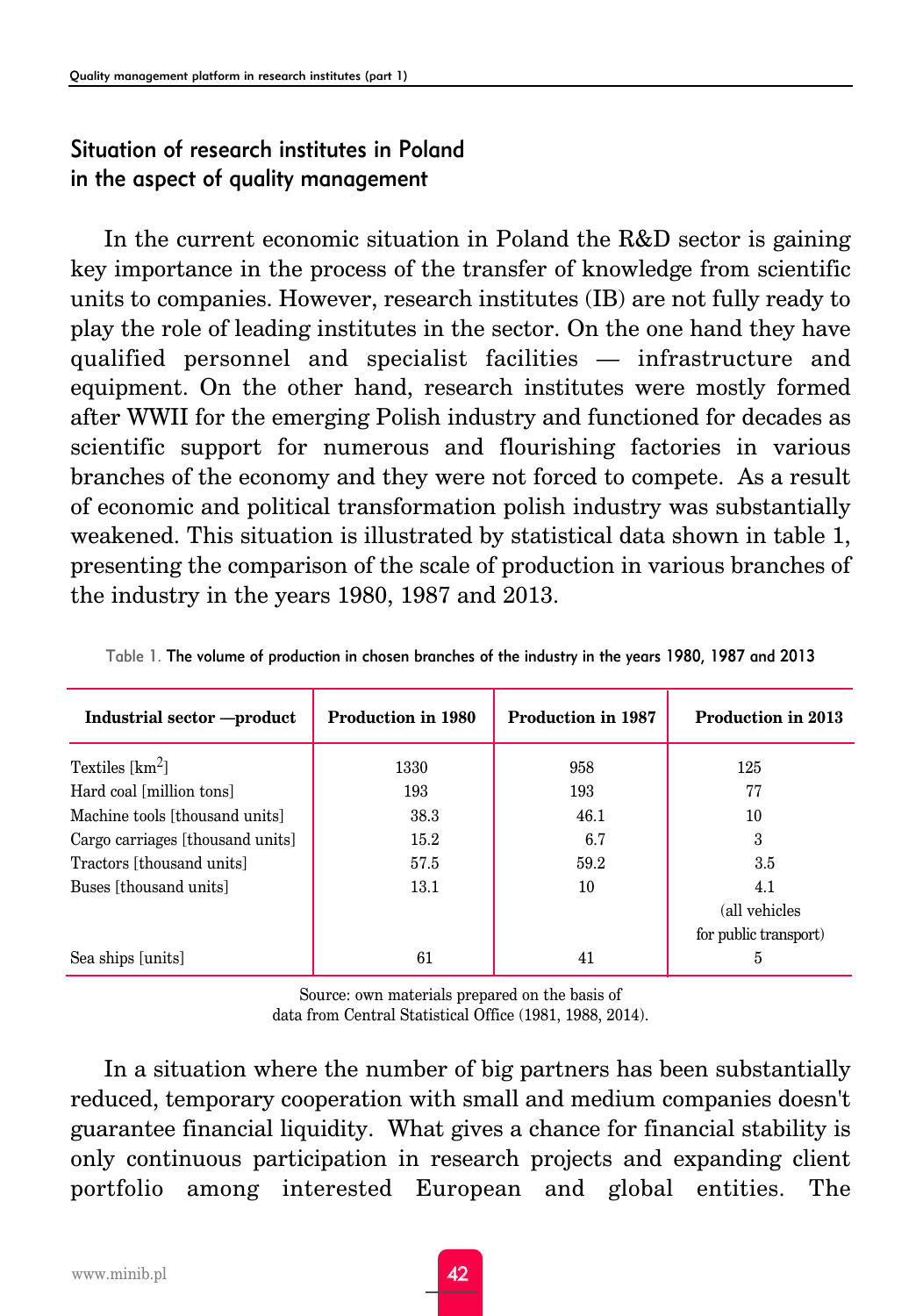## Situation of research institutes in Poland in the aspect of quality management

In the current economic situation in Poland the R&D sector is gaining key importance in the process of the transfer of knowledge from scientific units to companies. However, research institutes (IB) are not fully ready to play the role of leading institutes in the sector. On the one hand they have qualified personnel and specialist facilities — infrastructure and equipment. On the other hand, research institutes were mostly formed after WWII for the emerging Polish industry and functioned for decades as scientific support for numerous and flourishing factories in various branches of the economy and they were not forced to compete. As a result of economic and political transformation polish industry was substantially weakened. This situation is illustrated by statistical data shown in table 1, presenting the comparison of the scale of production in various branches of the industry in the years 1980, 1987 and 2013.

Table 1. The volume of production in chosen branches of the industry in the years 1980, 1987 and 2013

| Industrial sector —product | Production in 1980 | Production in 1987 | Production in 2013 |
|---|---|---|---|
| Textiles [$km^2$] | 1330 | 958 | 125 |
| Hard coal [million tons] | 193 | 193 | 77 |
| Machine tools [thousand units] | 38.3 | 46.1 | 10 |
| Cargo carriages [thousand units] | 15.2 | 6.7 | 3 |
| Tractors [thousand units] | 57.5 | 59.2 | 3.5 |
| Buses [thousand units] | 13.1 | 10 | 4.1 (all vehicles for public transport) |
| Sea ships [units] | 61 | 41 | 5 |

Source: own materials prepared on the basis of data from Central Statistical Office (1981, 1988, 2014).

In a situation where the number of big partners has been substantially reduced, temporary cooperation with small and medium companies doesn't guarantee financial liquidity. What gives a chance for financial stability is only continuous participation in research projects and expanding client portfolio among interested European and global entities. The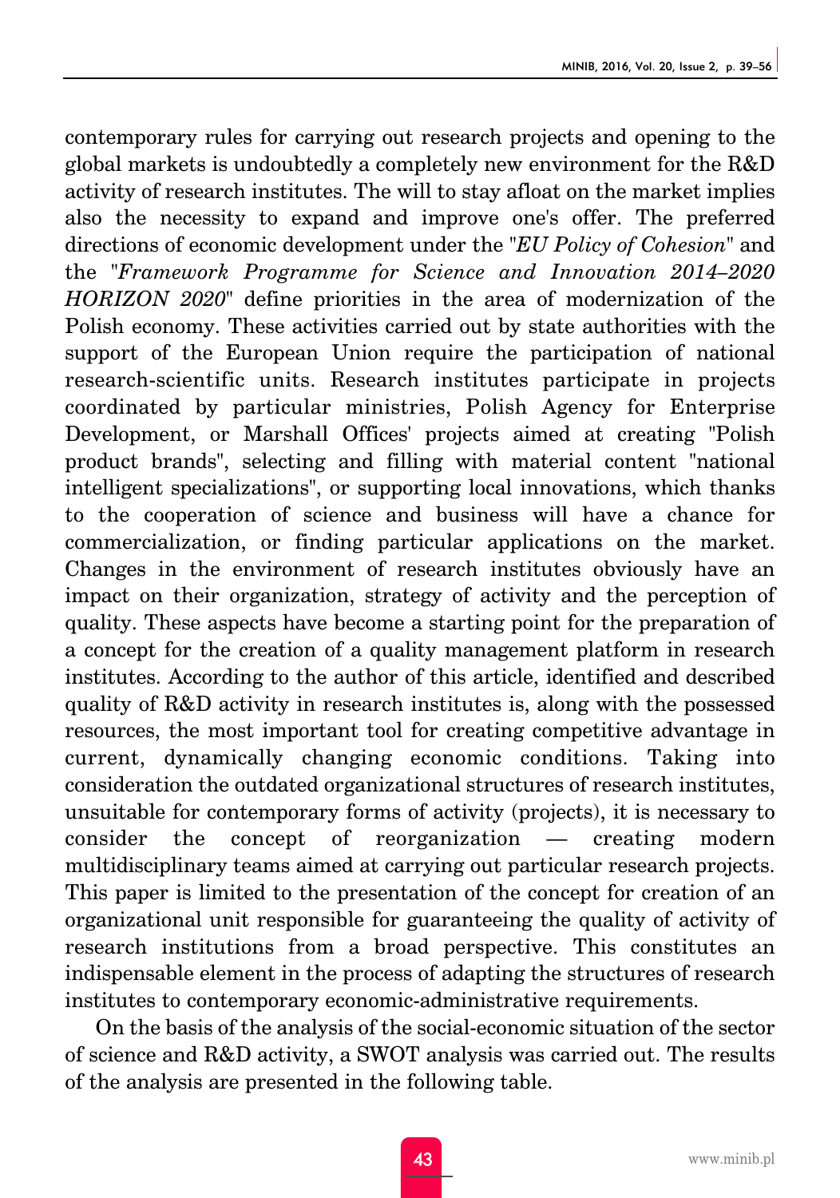contemporary rules for carrying out research projects and opening to the global markets is undoubtedly a completely new environment for the R&D activity of research institutes. The will to stay afloat on the market implies also the necessity to expand and improve one's offer. The preferred directions of economic development under the "*EU Policy of Cohesion*" and the "*Framework Programme for Science and Innovation 2014–2020 HORIZON 2020*" define priorities in the area of modernization of the Polish economy. These activities carried out by state authorities with the support of the European Union require the participation of national research-scientific units. Research institutes participate in projects coordinated by particular ministries, Polish Agency for Enterprise Development, or Marshall Offices' projects aimed at creating "Polish product brands", selecting and filling with material content "national intelligent specializations", or supporting local innovations, which thanks to the cooperation of science and business will have a chance for commercialization, or finding particular applications on the market. Changes in the environment of research institutes obviously have an impact on their organization, strategy of activity and the perception of quality. These aspects have become a starting point for the preparation of a concept for the creation of a quality management platform in research institutes. According to the author of this article, identified and described quality of R&D activity in research institutes is, along with the possessed resources, the most important tool for creating competitive advantage in current, dynamically changing economic conditions. Taking into consideration the outdated organizational structures of research institutes, unsuitable for contemporary forms of activity (projects), it is necessary to consider the concept of reorganization — creating modern multidisciplinary teams aimed at carrying out particular research projects. This paper is limited to the presentation of the concept for creation of an organizational unit responsible for guaranteeing the quality of activity of research institutions from a broad perspective. This constitutes an indispensable element in the process of adapting the structures of research institutes to contemporary economic-administrative requirements.

On the basis of the analysis of the social-economic situation of the sector of science and R&D activity, a SWOT analysis was carried out. The results of the analysis are presented in the following table.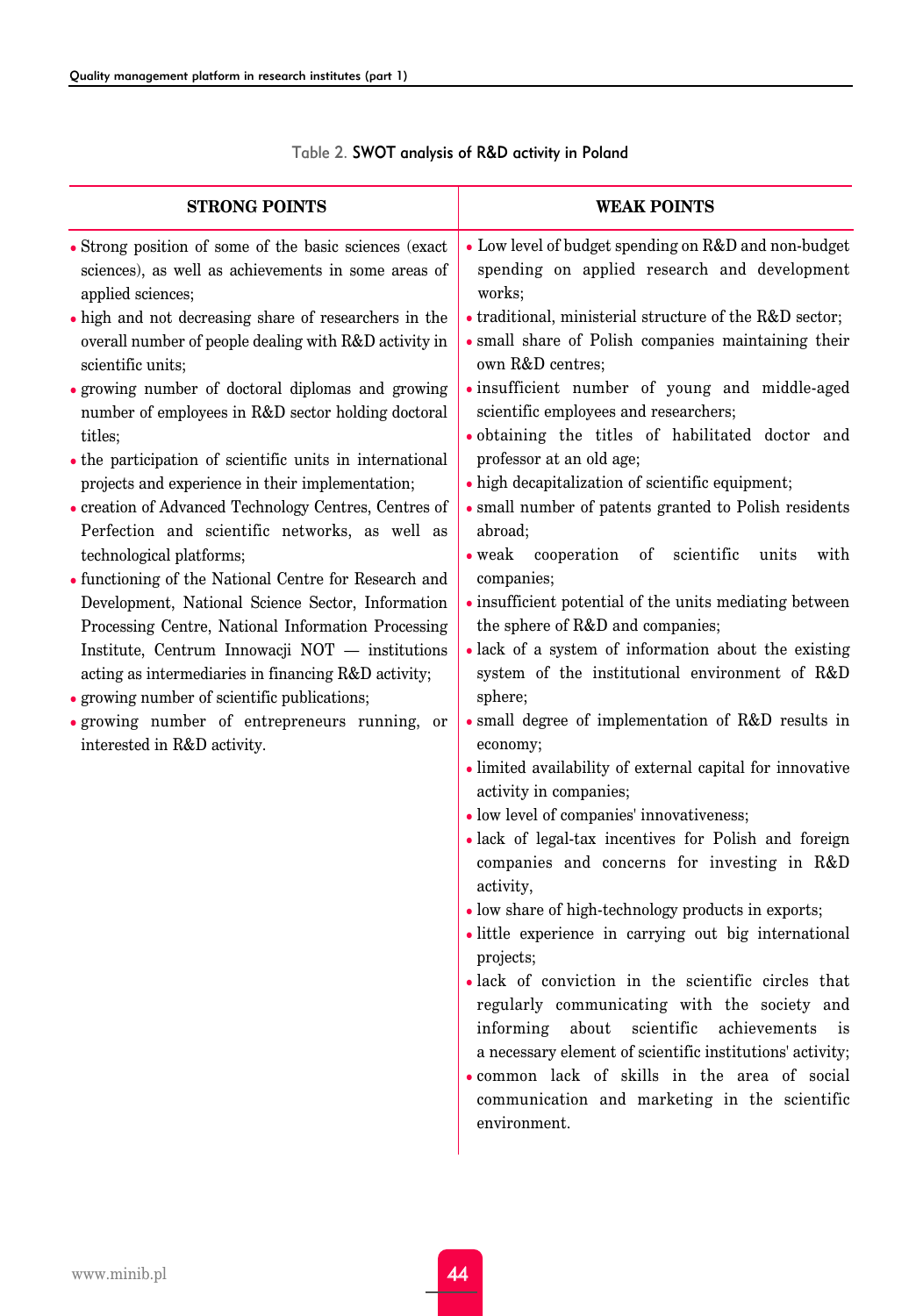Table 2. SWOT analysis of R&D activity in Poland

| STRONG POINTS | WEAK POINTS |
| --- | --- |
| • Strong position of some of the basic sciences (exact sciences), as well as achievements in some areas of applied sciences;<br>• high and not decreasing share of researchers in the overall number of people dealing with R&D activity in scientific units;<br>• growing number of doctoral diplomas and growing number of employees in R&D sector holding doctoral titles;<br>• the participation of scientific units in international projects and experience in their implementation;<br>• creation of Advanced Technology Centres, Centres of Perfection and scientific networks, as well as technological platforms;<br>• functioning of the National Centre for Research and Development, National Science Sector, Information Processing Centre, National Information Processing Institute, Centrum Innowacji NOT — institutions acting as intermediaries in financing R&D activity;<br>• growing number of scientific publications;<br>• growing number of entrepreneurs running, or interested in R&D activity. | • Low level of budget spending on R&D and non-budget spending on applied research and development works;<br>• traditional, ministerial structure of the R&D sector;<br>• small share of Polish companies maintaining their own R&D centres;<br>• insufficient number of young and middle-aged scientific employees and researchers;<br>• obtaining the titles of habilitated doctor and professor at an old age;<br>• high decapitalization of scientific equipment;<br>• small number of patents granted to Polish residents abroad;<br>• weak cooperation of scientific units with companies;<br>• insufficient potential of the units mediating between the sphere of R&D and companies;<br>• lack of a system of information about the existing system of the institutional environment of R&D sphere;<br>• small degree of implementation of R&D results in economy;<br>• limited availability of external capital for innovative activity in companies;<br>• low level of companies' innovativeness;<br>• lack of legal-tax incentives for Polish and foreign companies and concerns for investing in R&D activity,<br>• low share of high-technology products in exports;<br>• little experience in carrying out big international projects;<br>• lack of conviction in the scientific circles that regularly communicating with the society and informing about scientific achievements is a necessary element of scientific institutions' activity;<br>• common lack of skills in the area of social communication and marketing in the scientific environment. |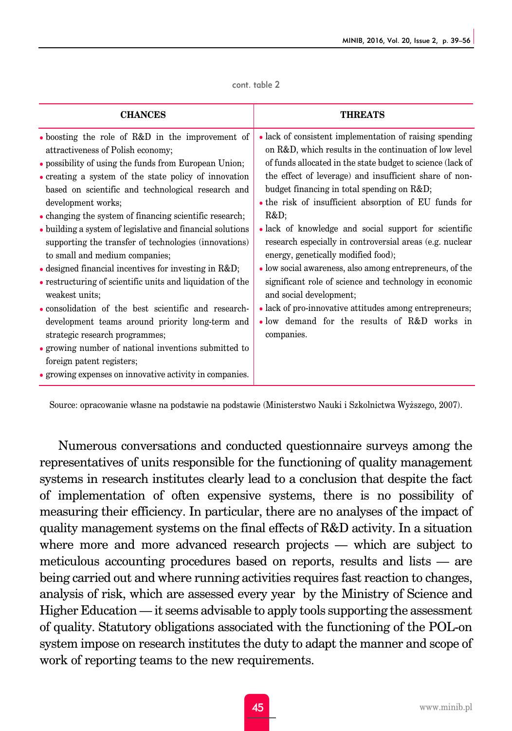cont. table 2

| CHANCES | THREATS |
|---|---|
| • boosting the role of R&D in the improvement of attractiveness of Polish economy;<br>• possibility of using the funds from European Union;<br>• creating a system of the state policy of innovation based on scientific and technological research and development works;<br>• changing the system of financing scientific research;<br>• building a system of legislative and financial solutions supporting the transfer of technologies (innovations) to small and medium companies;<br>• designed financial incentives for investing in R&D;<br>• restructuring of scientific units and liquidation of the weakest units;<br>• consolidation of the best scientific and research-development teams around priority long-term and strategic research programmes;<br>• growing number of national inventions submitted to foreign patent registers;<br>• growing expenses on innovative activity in companies. | • lack of consistent implementation of raising spending on R&D, which results in the continuation of low level of funds allocated in the state budget to science (lack of the effect of leverage) and insufficient share of non-budget financing in total spending on R&D;<br>• the risk of insufficient absorption of EU funds for R&D;<br>• lack of knowledge and social support for scientific research especially in controversial areas (e.g. nuclear energy, genetically modified food);<br>• low social awareness, also among entrepreneurs, of the significant role of science and technology in economic and social development;<br>• lack of pro-innovative attitudes among entrepreneurs;<br>• low demand for the results of R&D works in companies. |

Source: opracowanie własne na podstawie na podstawie (Ministerstwo Nauki i Szkolnictwa Wyższego, 2007).

Numerous conversations and conducted questionnaire surveys among the representatives of units responsible for the functioning of quality management systems in research institutes clearly lead to a conclusion that despite the fact of implementation of often expensive systems, there is no possibility of measuring their efficiency. In particular, there are no analyses of the impact of quality management systems on the final effects of R&D activity. In a situation where more and more advanced research projects — which are subject to meticulous accounting procedures based on reports, results and lists — are being carried out and where running activities requires fast reaction to changes, analysis of risk, which are assessed every year by the Ministry of Science and Higher Education — it seems advisable to apply tools supporting the assessment of quality. Statutory obligations associated with the functioning of the POL-on system impose on research institutes the duty to adapt the manner and scope of work of reporting teams to the new requirements.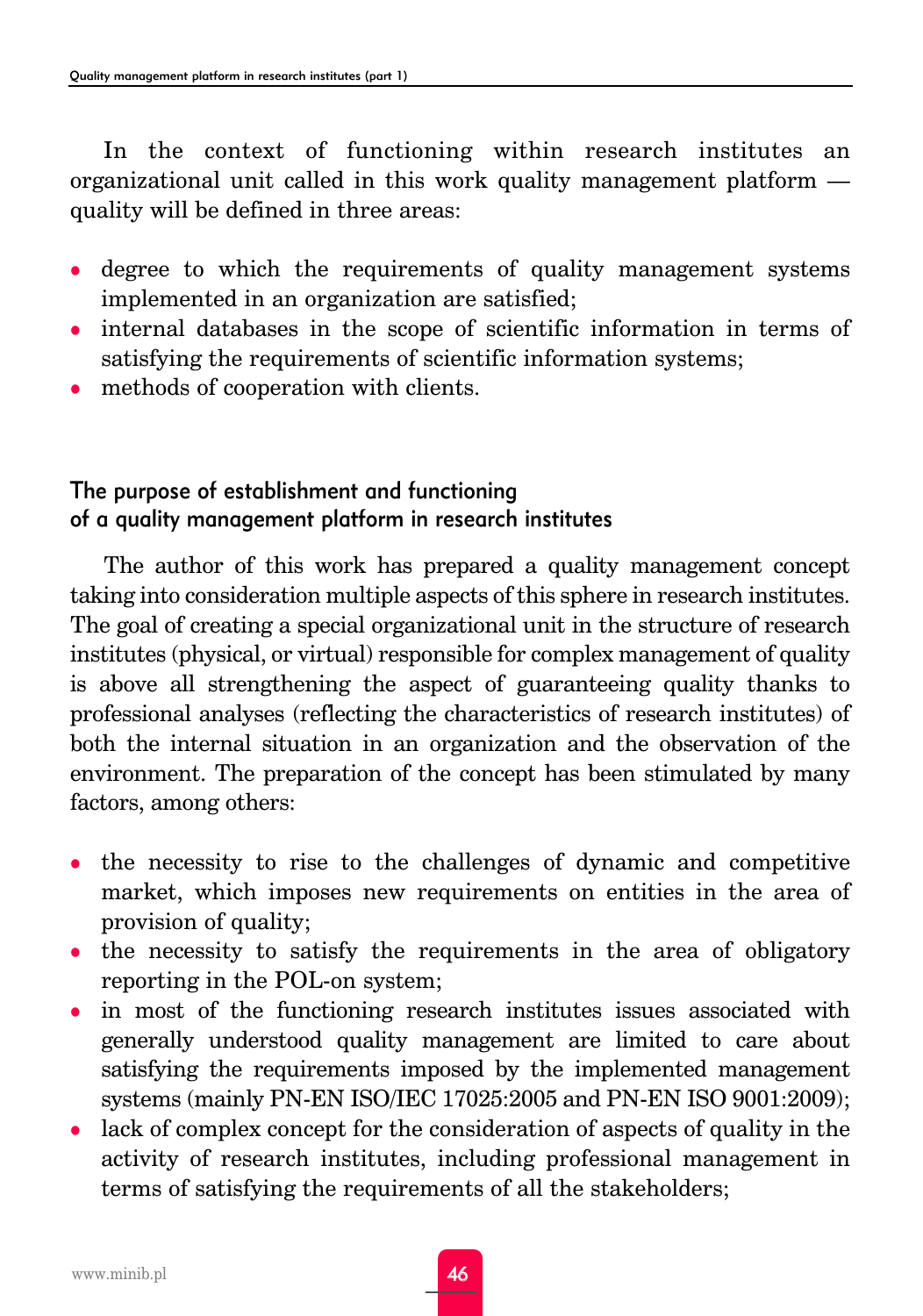In the context of functioning within research institutes an organizational unit called in this work quality management platform — quality will be defined in three areas:

- degree to which the requirements of quality management systems implemented in an organization are satisfied;
- internal databases in the scope of scientific information in terms of satisfying the requirements of scientific information systems;
- methods of cooperation with clients.

## The purpose of establishment and functioning of a quality management platform in research institutes

The author of this work has prepared a quality management concept taking into consideration multiple aspects of this sphere in research institutes. The goal of creating a special organizational unit in the structure of research institutes (physical, or virtual) responsible for complex management of quality is above all strengthening the aspect of guaranteeing quality thanks to professional analyses (reflecting the characteristics of research institutes) of both the internal situation in an organization and the observation of the environment. The preparation of the concept has been stimulated by many factors, among others:

- the necessity to rise to the challenges of dynamic and competitive market, which imposes new requirements on entities in the area of provision of quality;
- the necessity to satisfy the requirements in the area of obligatory reporting in the POL-on system;
- in most of the functioning research institutes issues associated with generally understood quality management are limited to care about satisfying the requirements imposed by the implemented management systems (mainly PN-EN ISO/IEC 17025:2005 and PN-EN ISO 9001:2009);
- lack of complex concept for the consideration of aspects of quality in the activity of research institutes, including professional management in terms of satisfying the requirements of all the stakeholders;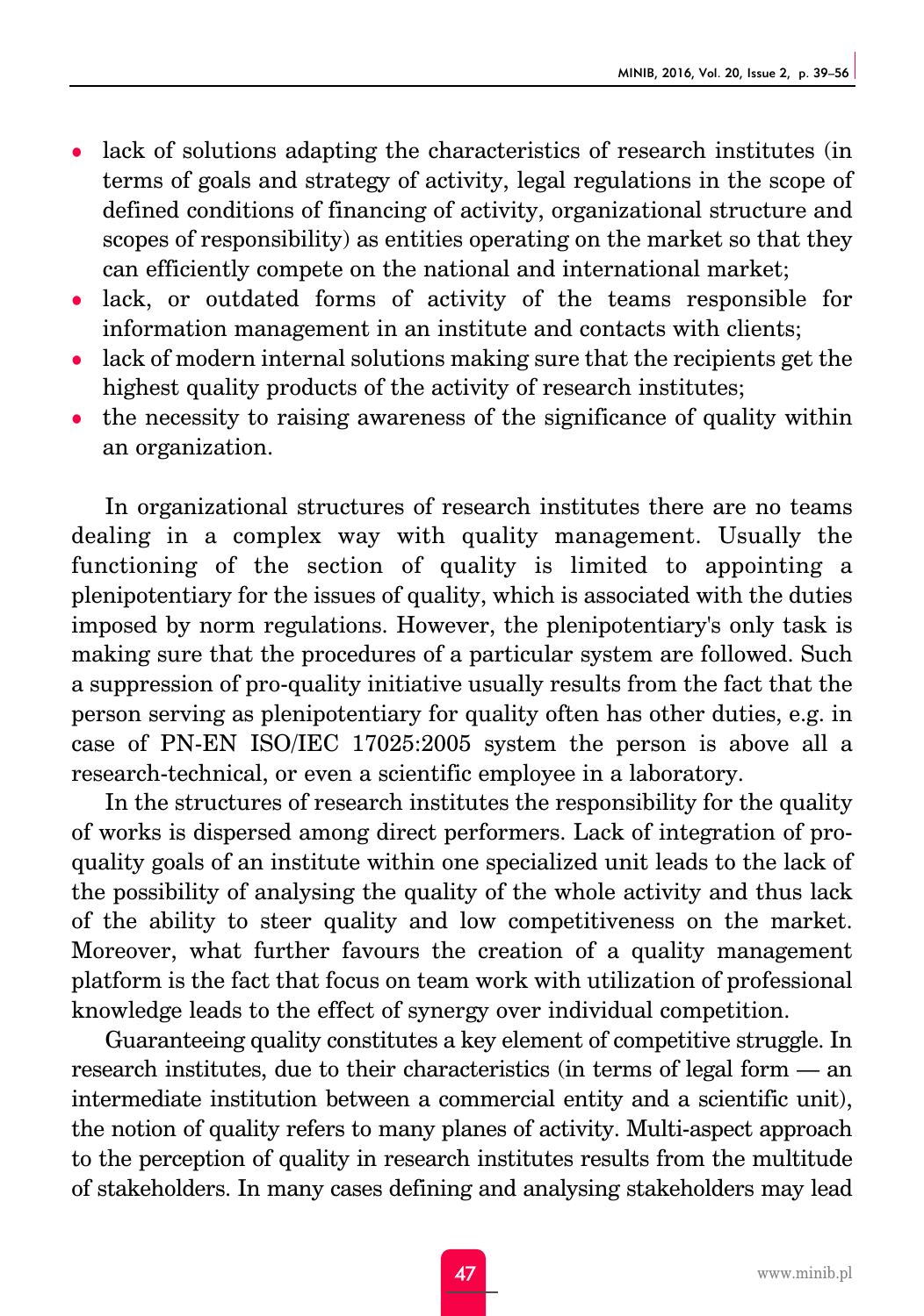- lack of solutions adapting the characteristics of research institutes (in terms of goals and strategy of activity, legal regulations in the scope of defined conditions of financing of activity, organizational structure and scopes of responsibility) as entities operating on the market so that they can efficiently compete on the national and international market;
- lack, or outdated forms of activity of the teams responsible for information management in an institute and contacts with clients;
- lack of modern internal solutions making sure that the recipients get the highest quality products of the activity of research institutes;
- the necessity to raising awareness of the significance of quality within an organization.

In organizational structures of research institutes there are no teams dealing in a complex way with quality management. Usually the functioning of the section of quality is limited to appointing a plenipotentiary for the issues of quality, which is associated with the duties imposed by norm regulations. However, the plenipotentiary's only task is making sure that the procedures of a particular system are followed. Such a suppression of pro-quality initiative usually results from the fact that the person serving as plenipotentiary for quality often has other duties, e.g. in case of PN-EN ISO/IEC 17025:2005 system the person is above all a research-technical, or even a scientific employee in a laboratory.

In the structures of research institutes the responsibility for the quality of works is dispersed among direct performers. Lack of integration of pro-quality goals of an institute within one specialized unit leads to the lack of the possibility of analysing the quality of the whole activity and thus lack of the ability to steer quality and low competitiveness on the market. Moreover, what further favours the creation of a quality management platform is the fact that focus on team work with utilization of professional knowledge leads to the effect of synergy over individual competition.

Guaranteeing quality constitutes a key element of competitive struggle. In research institutes, due to their characteristics (in terms of legal form — an intermediate institution between a commercial entity and a scientific unit), the notion of quality refers to many planes of activity. Multi-aspect approach to the perception of quality in research institutes results from the multitude of stakeholders. In many cases defining and analysing stakeholders may lead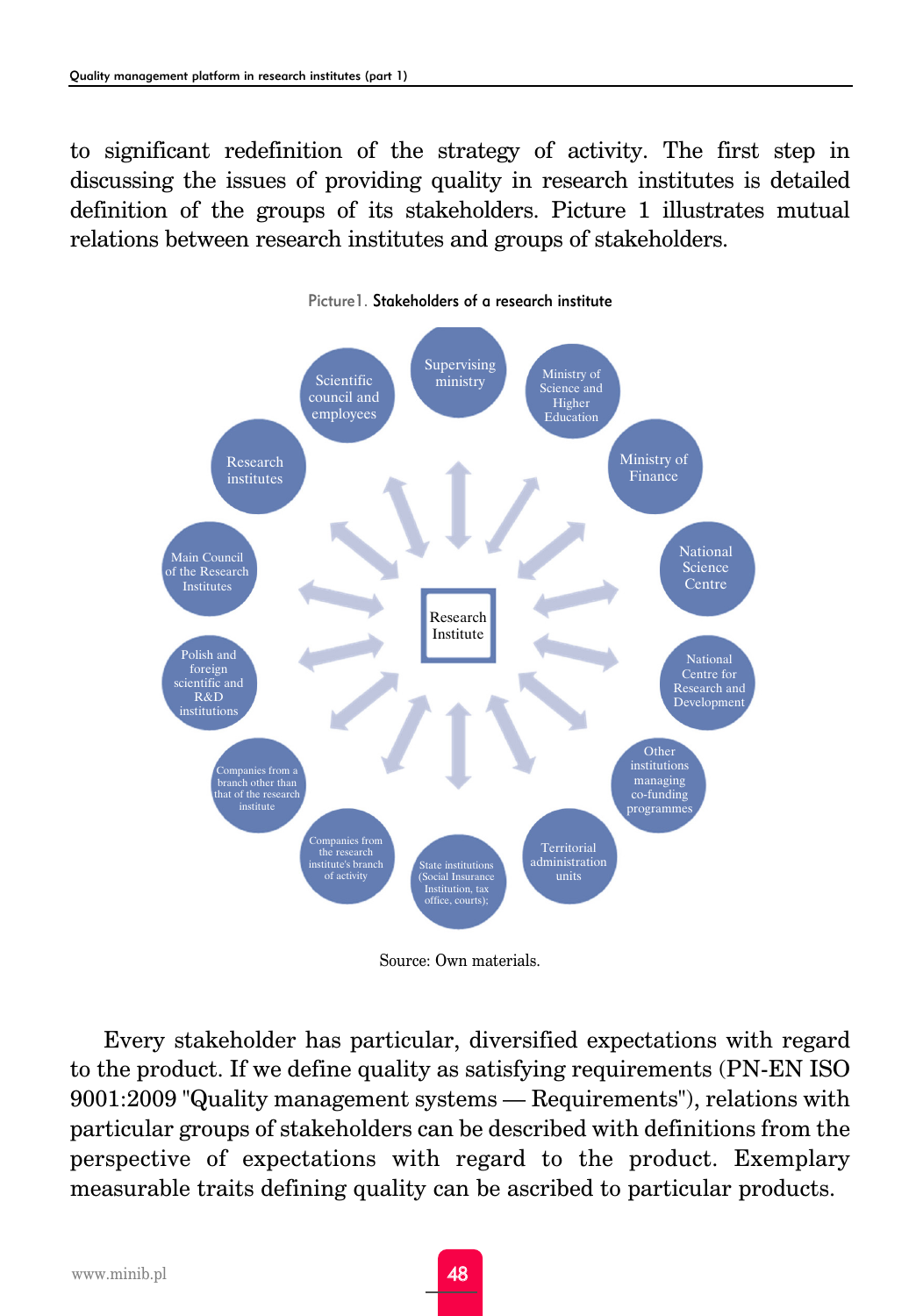to significant redefinition of the strategy of activity. The first step in discussing the issues of providing quality in research institutes is detailed definition of the groups of its stakeholders. Picture 1 illustrates mutual relations between research institutes and groups of stakeholders.

Picture1. Stakeholders of a research institute

Research Institute

Supervising ministry

Ministry of Science and Higher Education

Ministry of Finance

National Science Centre

National Centre for Research and Development

Other institutions managing co-funding programmes

Territorial administration units

State institutions (Social Insurance Institution, tax office, courts);

Companies from the research institute's branch of activity

Companies from a branch other than that of the research institute

Polish and foreign scientific and R&D institutions

Main Council of the Research Institutes

Research institutes

Scientific council and employees

Source: Own materials.

Every stakeholder has particular, diversified expectations with regard to the product. If we define quality as satisfying requirements (PN-EN ISO 9001:2009 "Quality management systems — Requirements"), relations with particular groups of stakeholders can be described with definitions from the perspective of expectations with regard to the product. Exemplary measurable traits defining quality can be ascribed to particular products.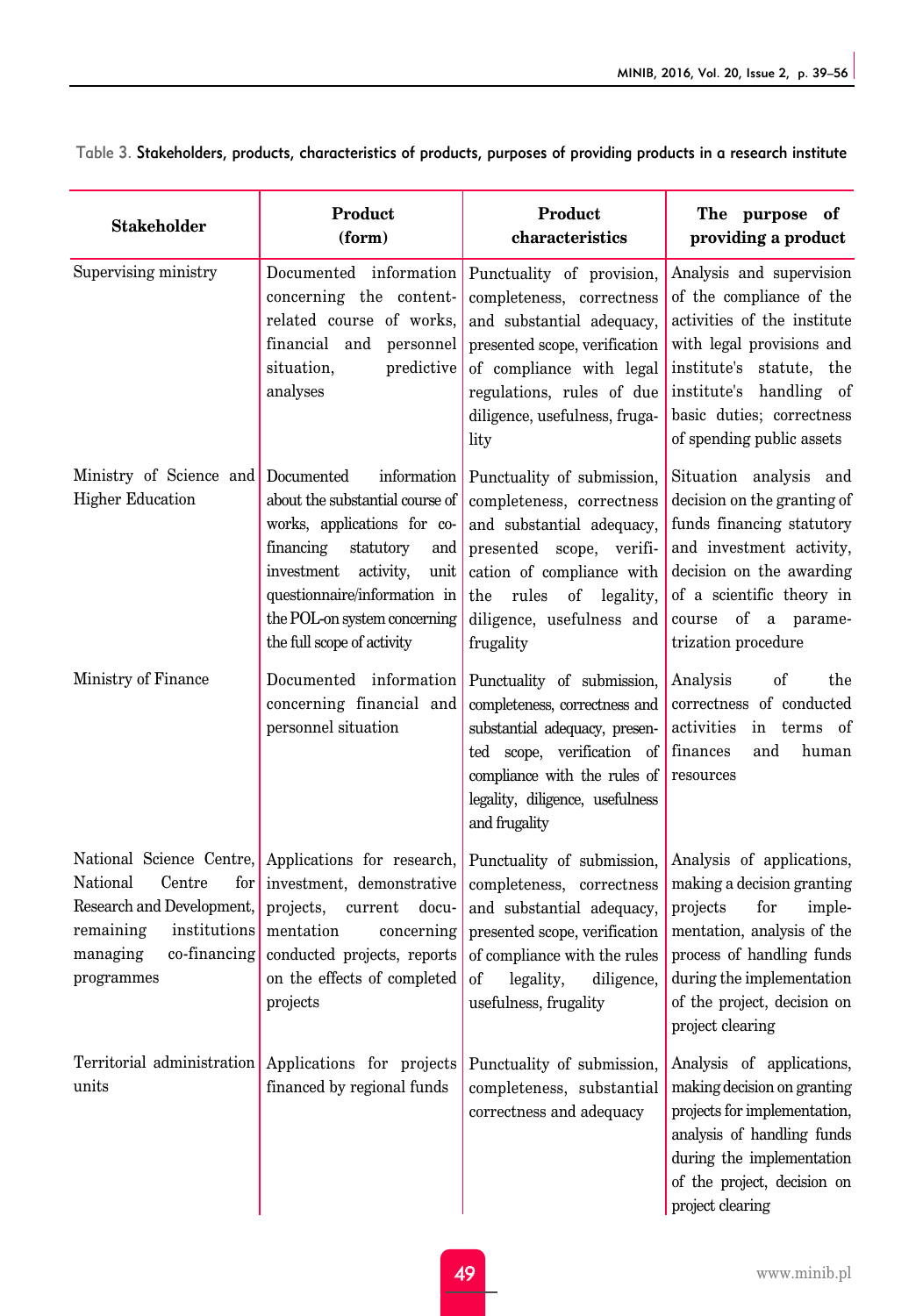Table 3. Stakeholders, products, characteristics of products, purposes of providing products in a research institute

| Stakeholder | Product (form) | Product characteristics | The purpose of providing a product |
|---|---|---|---|
| Supervising ministry | Documented information concerning the content-related course of works, financial and personnel situation, predictive analyses | Punctuality of provision, completeness, correctness and substantial adequacy, presented scope, verification of compliance with legal regulations, rules of due diligence, usefulness, frugality | Analysis and supervision of the compliance of the activities of the institute with legal provisions and institute's statute, the institute's handling of basic duties; correctness of spending public assets |
| Ministry of Science and Higher Education | Documented information about the substantial course of works, applications for co-financing statutory and investment activity, unit questionnaire/information in the POL-on system concerning the full scope of activity | Punctuality of submission, completeness, correctness and substantial adequacy, presented scope, verification of compliance with the rules of legality, diligence, usefulness and frugality | Situation analysis and decision on the granting of funds financing statutory and investment activity, decision on the awarding of a scientific theory in course of a parametrization procedure |
| Ministry of Finance | Documented information concerning financial and personnel situation | Punctuality of submission, completeness, correctness and substantial adequacy, presented scope, verification of compliance with the rules of legality, diligence, usefulness and frugality | Analysis of the correctness of conducted activities in terms of finances and human resources |
| National Science Centre, National Centre for Research and Development, remaining institutions managing co-financing programmes | Applications for research, investment, demonstrative projects, current documentation concerning conducted projects, reports on the effects of completed projects | Punctuality of submission, completeness, correctness and substantial adequacy, presented scope, verification of compliance with the rules of legality, diligence, usefulness, frugality | Analysis of applications, making a decision granting projects for implementation, analysis of the process of handling funds during the implementation of the project, decision on project clearing |
| Territorial administration units | Applications for projects financed by regional funds | Punctuality of submission, completeness, substantial correctness and adequacy | Analysis of applications, making decision on granting projects for implementation, analysis of handling funds during the implementation of the project, decision on project clearing |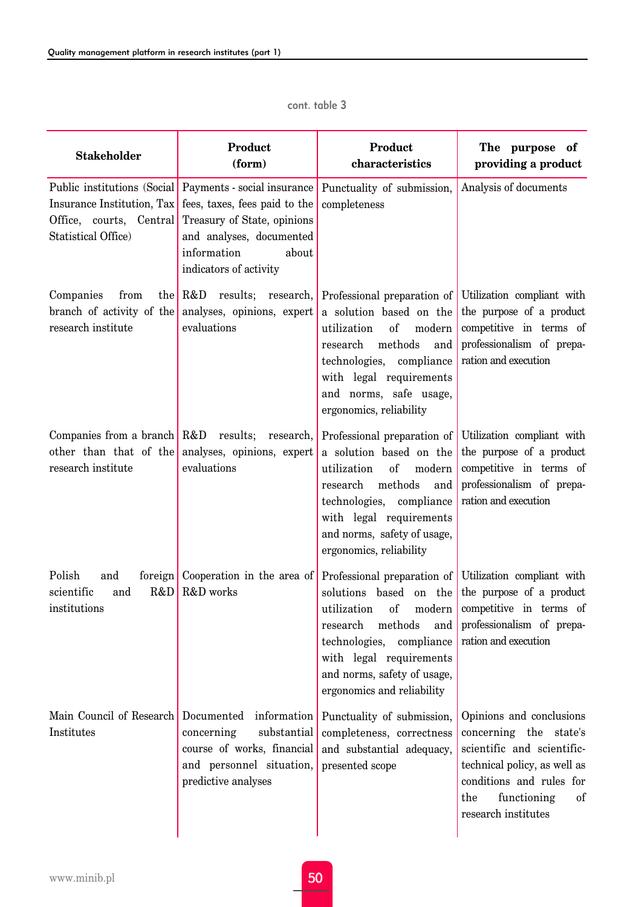cont. table 3

| Stakeholder | Product (form) | Product characteristics | The purpose of providing a product |
|---|---|---|---|
| Public institutions (Social Insurance Institution, Tax Office, courts, Central Statistical Office) | Payments - social insurance fees, taxes, fees paid to the Treasury of State, opinions and analyses, documented information about indicators of activity | Punctuality of submission, completeness | Analysis of documents |
| Companies from the branch of activity of the research institute | R&D results; research, analyses, opinions, expert evaluations | Professional preparation of a solution based on the utilization of modern research methods and technologies, compliance with legal requirements and norms, safe usage, ergonomics, reliability | Utilization compliant with the purpose of a product competitive in terms of professionalism of preparation and execution |
| Companies from a branch other than that of the research institute | R&D results; research, analyses, opinions, expert evaluations | Professional preparation of a solution based on the utilization of modern research methods and technologies, compliance with legal requirements and norms, safety of usage, ergonomics, reliability | Utilization compliant with the purpose of a product competitive in terms of professionalism of preparation and execution |
| Polish and foreign scientific and R&D institutions | Cooperation in the area of R&D works | Professional preparation of solutions based on the utilization of modern research methods and technologies, compliance with legal requirements and norms, safety of usage, ergonomics and reliability | Utilization compliant with the purpose of a product competitive in terms of professionalism of preparation and execution |
| Main Council of Research Institutes | Documented information concerning substantial course of works, financial and personnel situation, predictive analyses | Punctuality of submission, completeness, correctness and substantial adequacy, presented scope | Opinions and conclusions concerning the state's scientific and scientific-technical policy, as well as conditions and rules for the functioning of research institutes |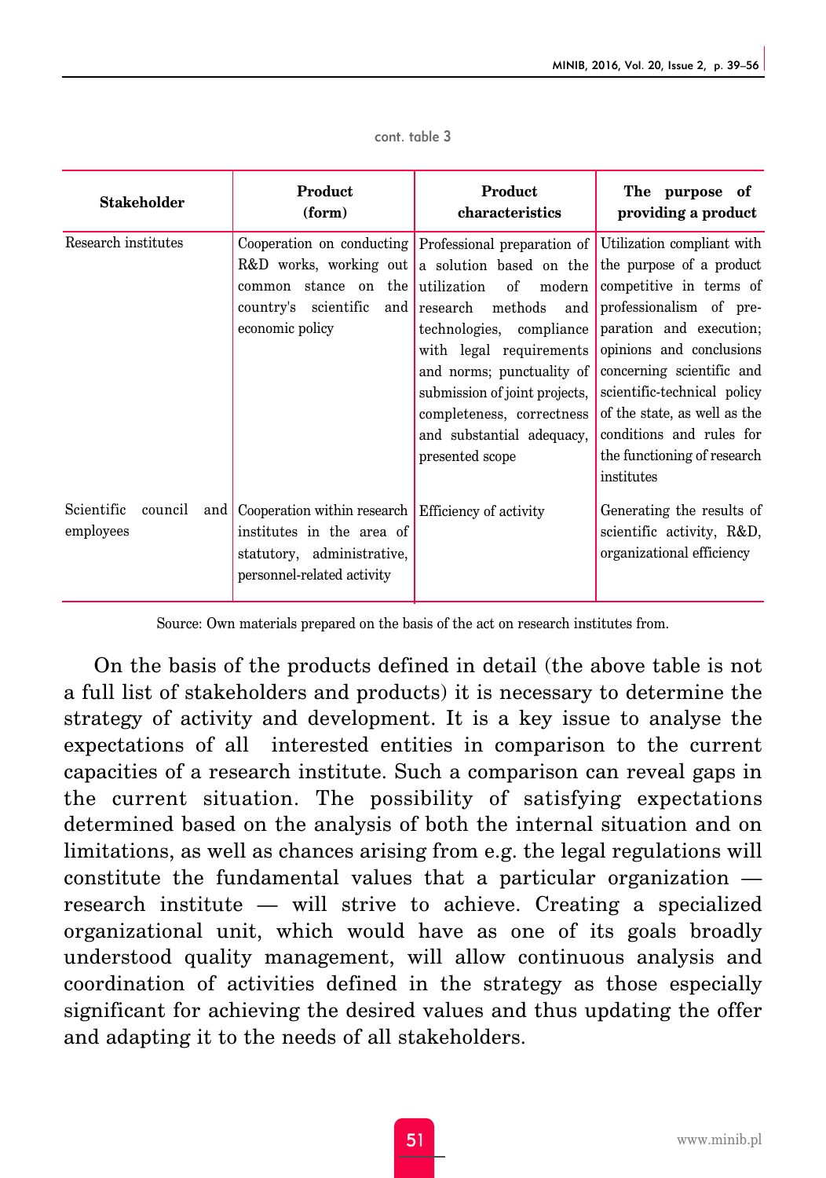cont. table 3

| Stakeholder | Product (form) | Product characteristics | The purpose of providing a product |
|---|---|---|---|
| Research institutes | Cooperation on conducting R&D works, working out common stance on the country's scientific and economic policy | Professional preparation of a solution based on the utilization of modern research methods and technologies, compliance with legal requirements and norms; punctuality of submission of joint projects, completeness, correctness and substantial adequacy, presented scope | Utilization compliant with the purpose of a product competitive in terms of professionalism of preparation and execution; opinions and conclusions concerning scientific and scientific-technical policy of the state, as well as the conditions and rules for the functioning of research institutes |
| Scientific council and employees | Cooperation within research institutes in the area of statutory, administrative, personnel-related activity | Efficiency of activity | Generating the results of scientific activity, R&D, organizational efficiency |

Source: Own materials prepared on the basis of the act on research institutes from.

On the basis of the products defined in detail (the above table is not a full list of stakeholders and products) it is necessary to determine the strategy of activity and development. It is a key issue to analyse the expectations of all interested entities in comparison to the current capacities of a research institute. Such a comparison can reveal gaps in the current situation. The possibility of satisfying expectations determined based on the analysis of both the internal situation and on limitations, as well as chances arising from e.g. the legal regulations will constitute the fundamental values that a particular organization — research institute — will strive to achieve. Creating a specialized organizational unit, which would have as one of its goals broadly understood quality management, will allow continuous analysis and coordination of activities defined in the strategy as those especially significant for achieving the desired values and thus updating the offer and adapting it to the needs of all stakeholders.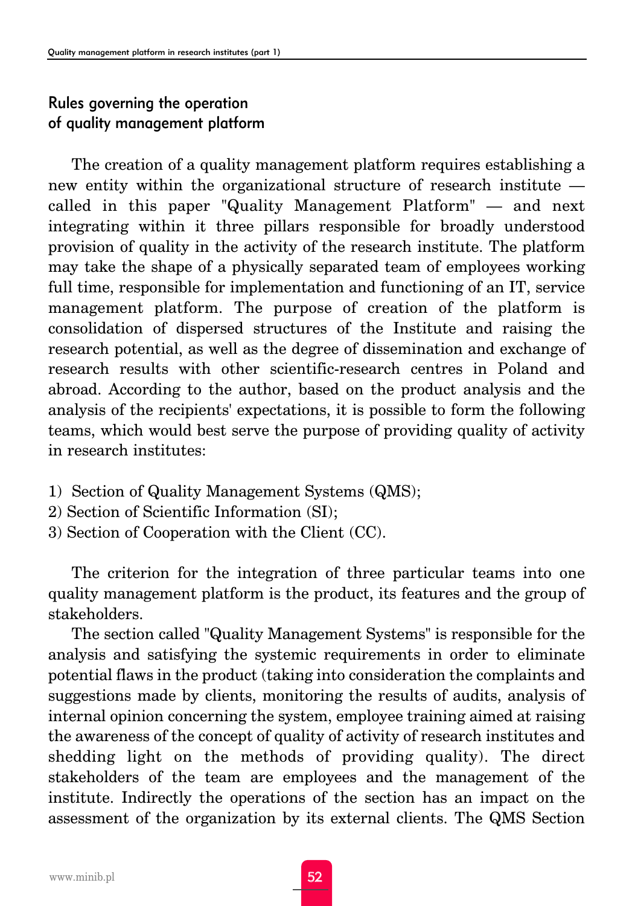## Rules governing the operation of quality management platform

The creation of a quality management platform requires establishing a new entity within the organizational structure of research institute — called in this paper "Quality Management Platform" — and next integrating within it three pillars responsible for broadly understood provision of quality in the activity of the research institute. The platform may take the shape of a physically separated team of employees working full time, responsible for implementation and functioning of an IT, service management platform. The purpose of creation of the platform is consolidation of dispersed structures of the Institute and raising the research potential, as well as the degree of dissemination and exchange of research results with other scientific-research centres in Poland and abroad. According to the author, based on the product analysis and the analysis of the recipients' expectations, it is possible to form the following teams, which would best serve the purpose of providing quality of activity in research institutes:

1) Section of Quality Management Systems (QMS);
2) Section of Scientific Information (SI);
3) Section of Cooperation with the Client (CC).

The criterion for the integration of three particular teams into one quality management platform is the product, its features and the group of stakeholders.

The section called "Quality Management Systems" is responsible for the analysis and satisfying the systemic requirements in order to eliminate potential flaws in the product (taking into consideration the complaints and suggestions made by clients, monitoring the results of audits, analysis of internal opinion concerning the system, employee training aimed at raising the awareness of the concept of quality of activity of research institutes and shedding light on the methods of providing quality). The direct stakeholders of the team are employees and the management of the institute. Indirectly the operations of the section has an impact on the assessment of the organization by its external clients. The QMS Section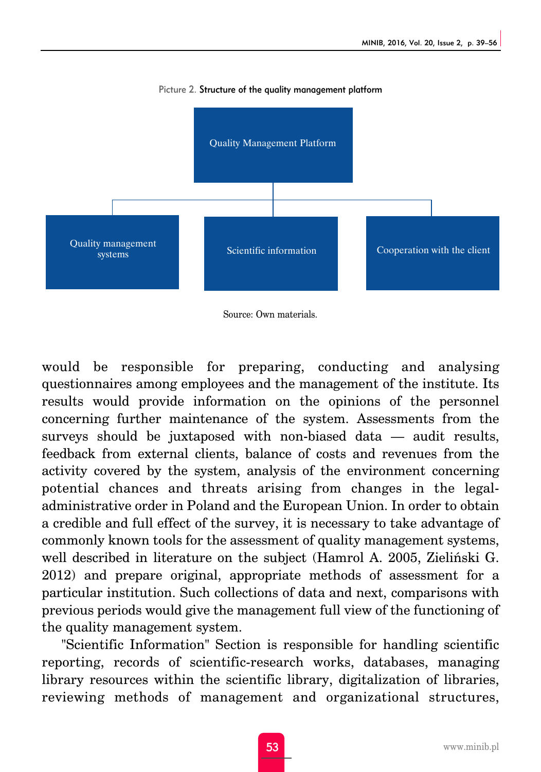Picture 2. Structure of the quality management platform

Quality Management Platform

Quality management systems

Scientific information

Cooperation with the client

Source: Own materials.

would be responsible for preparing, conducting and analysing questionnaires among employees and the management of the institute. Its results would provide information on the opinions of the personnel concerning further maintenance of the system. Assessments from the surveys should be juxtaposed with non-biased data — audit results, feedback from external clients, balance of costs and revenues from the activity covered by the system, analysis of the environment concerning potential chances and threats arising from changes in the legal-administrative order in Poland and the European Union. In order to obtain a credible and full effect of the survey, it is necessary to take advantage of commonly known tools for the assessment of quality management systems, well described in literature on the subject (Hamrol A. 2005, Zieliński G. 2012) and prepare original, appropriate methods of assessment for a particular institution. Such collections of data and next, comparisons with previous periods would give the management full view of the functioning of the quality management system.

"Scientific Information" Section is responsible for handling scientific reporting, records of scientific-research works, databases, managing library resources within the scientific library, digitalization of libraries, reviewing methods of management and organizational structures,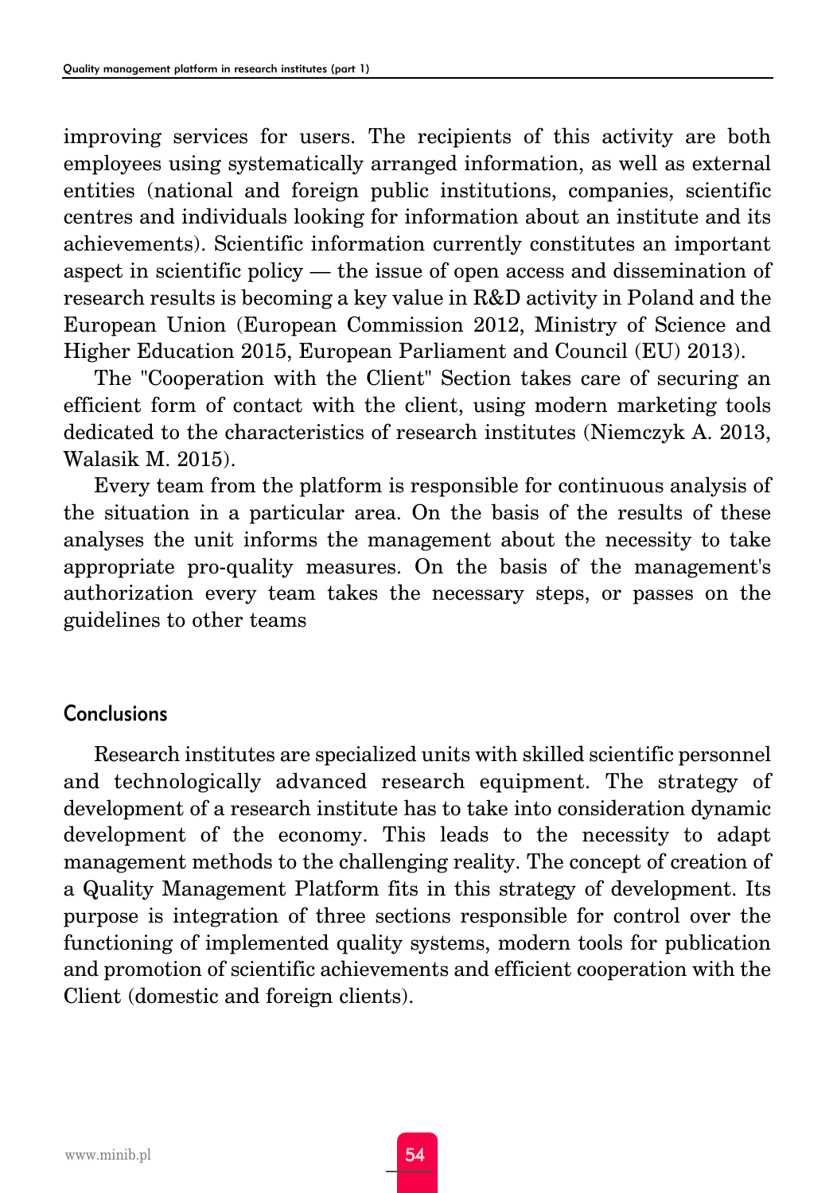improving services for users. The recipients of this activity are both employees using systematically arranged information, as well as external entities (national and foreign public institutions, companies, scientific centres and individuals looking for information about an institute and its achievements). Scientific information currently constitutes an important aspect in scientific policy — the issue of open access and dissemination of research results is becoming a key value in R&D activity in Poland and the European Union (European Commission 2012, Ministry of Science and Higher Education 2015, European Parliament and Council (EU) 2013).

The "Cooperation with the Client" Section takes care of securing an efficient form of contact with the client, using modern marketing tools dedicated to the characteristics of research institutes (Niemczyk A. 2013, Walasik M. 2015).

Every team from the platform is responsible for continuous analysis of the situation in a particular area. On the basis of the results of these analyses the unit informs the management about the necessity to take appropriate pro-quality measures. On the basis of the management's authorization every team takes the necessary steps, or passes on the guidelines to other teams

## Conclusions

Research institutes are specialized units with skilled scientific personnel and technologically advanced research equipment. The strategy of development of a research institute has to take into consideration dynamic development of the economy. This leads to the necessity to adapt management methods to the challenging reality. The concept of creation of a Quality Management Platform fits in this strategy of development. Its purpose is integration of three sections responsible for control over the functioning of implemented quality systems, modern tools for publication and promotion of scientific achievements and efficient cooperation with the Client (domestic and foreign clients).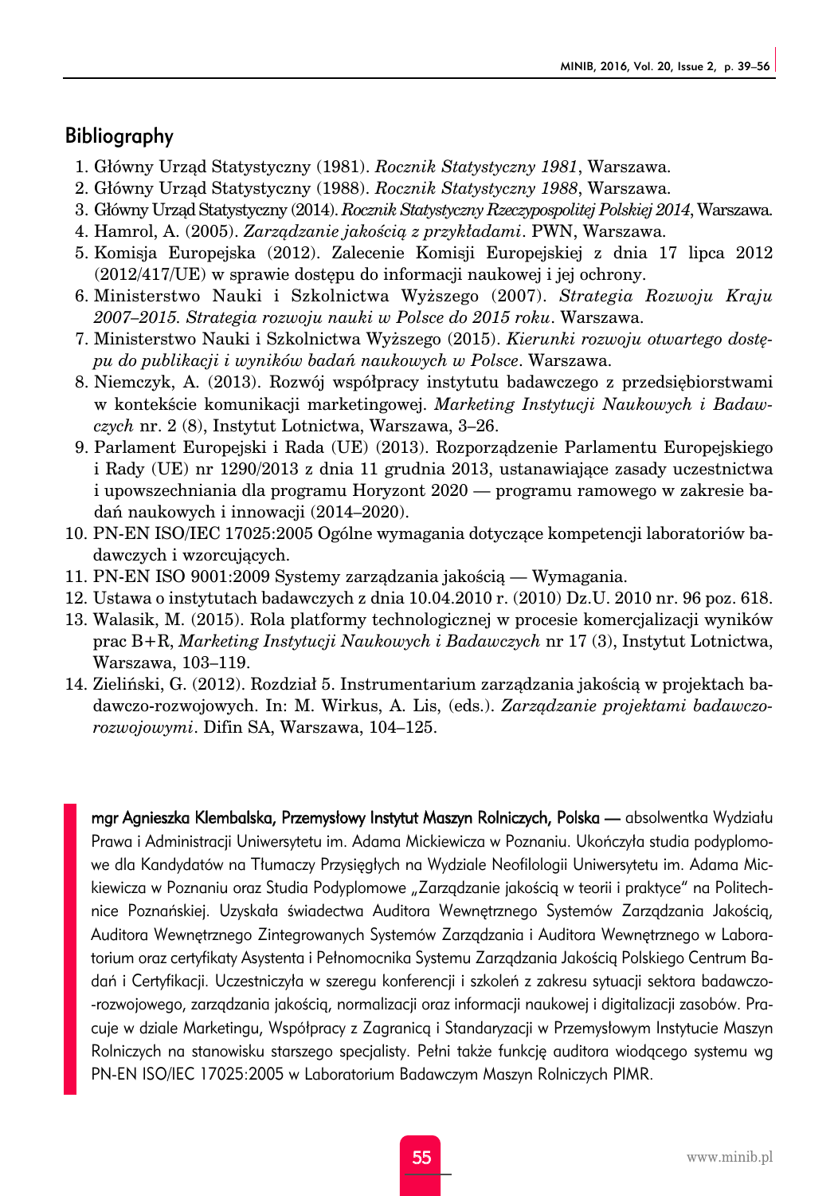## Bibliography

1. Główny Urząd Statystyczny (1981). *Rocznik Statystyczny 1981*, Warszawa.
2. Główny Urząd Statystyczny (1988). *Rocznik Statystyczny 1988*, Warszawa.
3. Główny Urząd Statystyczny (2014). *Rocznik Statystyczny Rzeczypospolitej Polskiej 2014*, Warszawa.
4. Hamrol, A. (2005). *Zarządzanie jakością z przykładami*. PWN, Warszawa.
5. Komisja Europejska (2012). Zalecenie Komisji Europejskiej z dnia 17 lipca 2012 (2012/417/UE) w sprawie dostępu do informacji naukowej i jej ochrony.
6. Ministerstwo Nauki i Szkolnictwa Wyższego (2007). *Strategia Rozwoju Kraju 2007–2015. Strategia rozwoju nauki w Polsce do 2015 roku*. Warszawa.
7. Ministerstwo Nauki i Szkolnictwa Wyższego (2015). *Kierunki rozwoju otwartego dostępu do publikacji i wyników badań naukowych w Polsce*. Warszawa.
8. Niemczyk, A. (2013). Rozwój współpracy instytutu badawczego z przedsiębiorstwami w kontekście komunikacji marketingowej. *Marketing Instytucji Naukowych i Badawczych* nr. 2 (8), Instytut Lotnictwa, Warszawa, 3–26.
9. Parlament Europejski i Rada (UE) (2013). Rozporządzenie Parlamentu Europejskiego i Rady (UE) nr 1290/2013 z dnia 11 grudnia 2013, ustanawiające zasady uczestnictwa i upowszechniania dla programu Horyzont 2020 — programu ramowego w zakresie badań naukowych i innowacji (2014–2020).
10. PN-EN ISO/IEC 17025:2005 Ogólne wymagania dotyczące kompetencji laboratoriów badawczych i wzorcujących.
11. PN-EN ISO 9001:2009 Systemy zarządzania jakością — Wymagania.
12. Ustawa o instytutach badawczych z dnia 10.04.2010 r. (2010) Dz.U. 2010 nr. 96 poz. 618.
13. Walasik, M. (2015). Rola platformy technologicznej w procesie komercjalizacji wyników prac B+R, *Marketing Instytucji Naukowych i Badawczych* nr 17 (3), Instytut Lotnictwa, Warszawa, 103–119.
14. Zieliński, G. (2012). Rozdział 5. Instrumentarium zarządzania jakością w projektach badawczo-rozwojowych. In: M. Wirkus, A. Lis, (eds.). *Zarządzanie projektami badawczo-rozwojowymi*. Difin SA, Warszawa, 104–125.

**mgr Agnieszka Klembalska, Przemysłowy Instytut Maszyn Rolniczych, Polska —** absolwentka Wydziału Prawa i Administracji Uniwersytetu im. Adama Mickiewicza w Poznaniu. Ukończyła studia podyplomowe dla Kandydatów na Tłumaczy Przysięgłych na Wydziale Neofilologii Uniwersytetu im. Adama Mickiewicza w Poznaniu oraz Studia Podyplomowe „Zarządzanie jakością w teorii i praktyce" na Politechnice Poznańskiej. Uzyskała świadectwa Auditora Wewnętrznego Systemów Zarządzania Jakością, Auditora Wewnętrznego Zintegrowanych Systemów Zarządzania i Auditora Wewnętrznego w Laboratorium oraz certyfikaty Asystenta i Pełnomocnika Systemu Zarządzania Jakością Polskiego Centrum Badań i Certyfikacji. Uczestniczyła w szeregu konferencji i szkoleń z zakresu sytuacji sektora badawczo-rozwojowego, zarządzania jakością, normalizacji oraz informacji naukowej i digitalizacji zasobów. Pracuje w dziale Marketingu, Współpracy z Zagranicą i Standaryzacji w Przemysłowym Instytucie Maszyn Rolniczych na stanowisku starszego specjalisty. Pełni także funkcję auditora wiodącego systemu wg PN-EN ISO/IEC 17025:2005 w Laboratorium Badawczym Maszyn Rolniczych PIMR.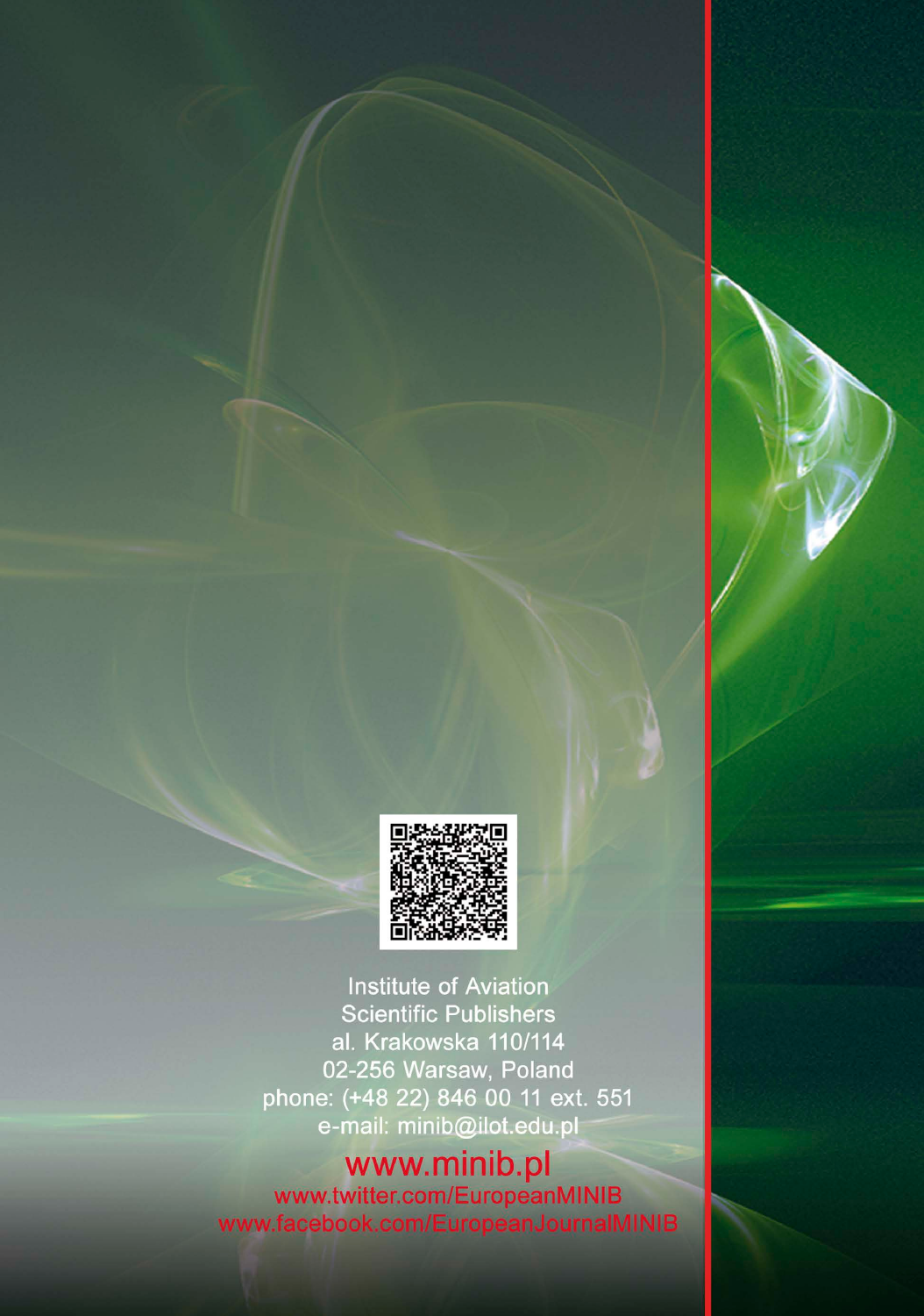Institute of Aviation
Scientific Publishers
al. Krakowska 110/114
02-256 Warsaw, Poland
phone: (+48 22) 846 00 11 ext. 551
e-mail: minib@ilot.edu.pl

**www.minib.pl**

www.twitter.com/EuropeanMINIB

www.facebook.com/EuropeanJournalMINIB